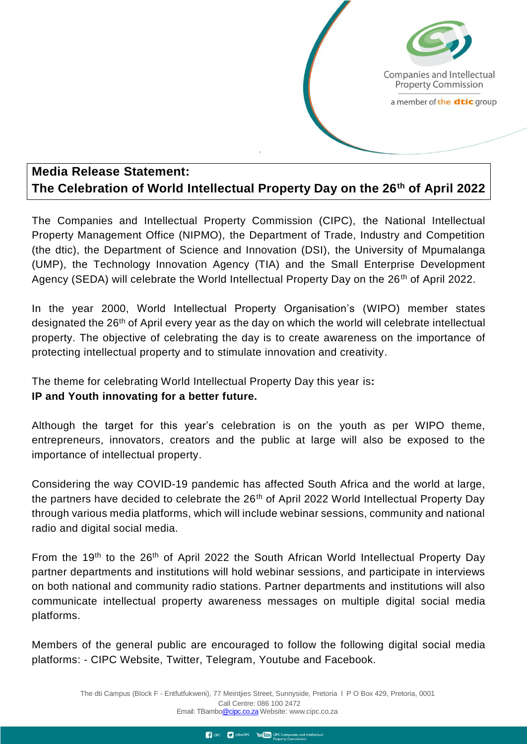Companies and Intellectual Property Commission

a member of the dtic group

**Media Release Statement:**
**The Celebration of World Intellectual Property Day on the 26th of April 2022**

The Companies and Intellectual Property Commission (CIPC), the National Intellectual Property Management Office (NIPMO), the Department of Trade, Industry and Competition (the dtic), the Department of Science and Innovation (DSI), the University of Mpumalanga (UMP), the Technology Innovation Agency (TIA) and the Small Enterprise Development Agency (SEDA) will celebrate the World Intellectual Property Day on the 26th of April 2022.

In the year 2000, World Intellectual Property Organisation's (WIPO) member states designated the 26th of April every year as the day on which the world will celebrate intellectual property. The objective of celebrating the day is to create awareness on the importance of protecting intellectual property and to stimulate innovation and creativity.

The theme for celebrating World Intellectual Property Day this year is:
**IP and Youth innovating for a better future.**

Although the target for this year's celebration is on the youth as per WIPO theme, entrepreneurs, innovators, creators and the public at large will also be exposed to the importance of intellectual property.

Considering the way COVID-19 pandemic has affected South Africa and the world at large, the partners have decided to celebrate the 26th of April 2022 World Intellectual Property Day through various media platforms, which will include webinar sessions, community and national radio and digital social media.

From the 19th to the 26th of April 2022 the South African World Intellectual Property Day partner departments and institutions will hold webinar sessions, and participate in interviews on both national and community radio stations. Partner departments and institutions will also communicate intellectual property awareness messages on multiple digital social media platforms.

Members of the general public are encouraged to follow the following digital social media platforms: - CIPC Website, Twitter, Telegram, Youtube and Facebook.

The dti Campus (Block F - Entfutfukweni), 77 Meintjies Street, Sunnyside, Pretoria I P O Box 429, Pretoria, 0001
Call Centre: 086 100 2472
Email: TBambo@cipc.co.za Website: www.cipc.co.za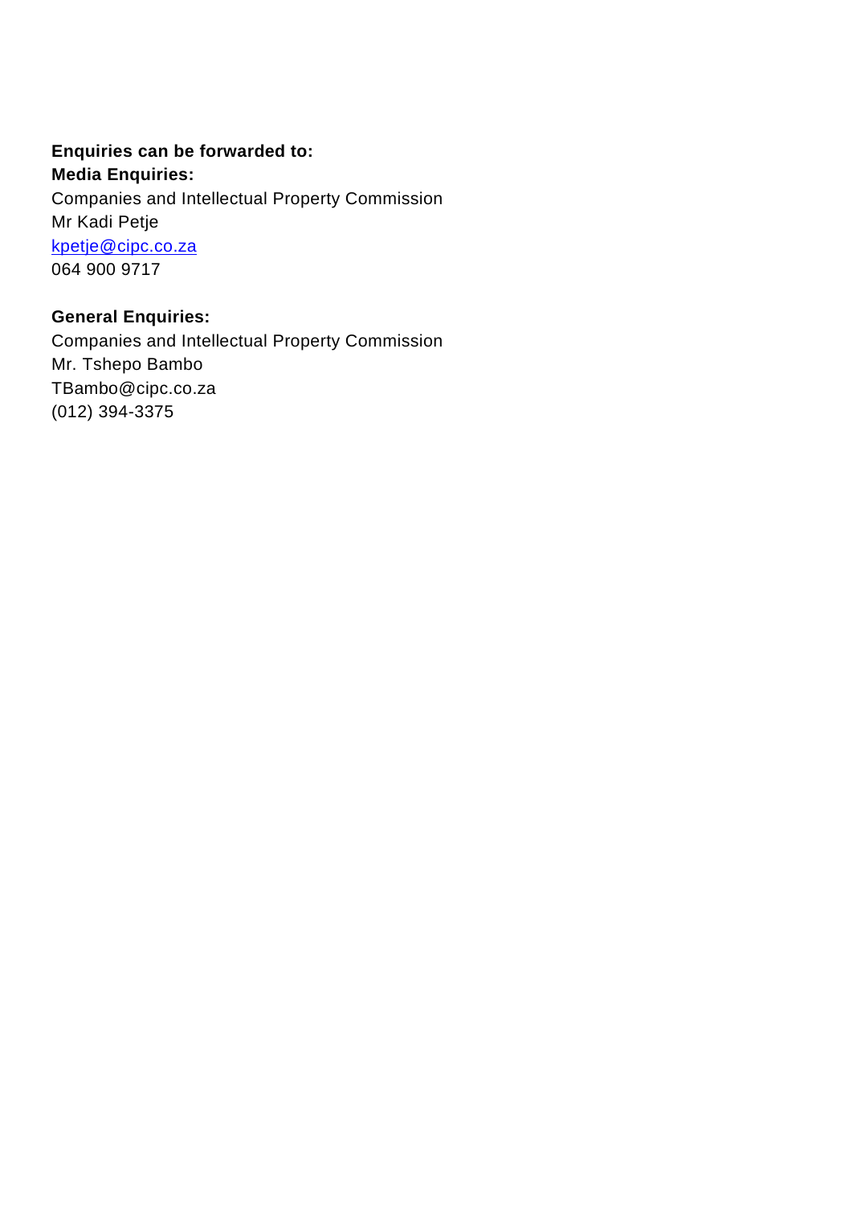**Enquiries can be forwarded to:**

**Media Enquiries:**

Companies and Intellectual Property Commission
Mr Kadi Petje
kpetje@cipc.co.za
064 900 9717

**General Enquiries:**

Companies and Intellectual Property Commission
Mr. Tshepo Bambo
TBambo@cipc.co.za
(012) 394-3375